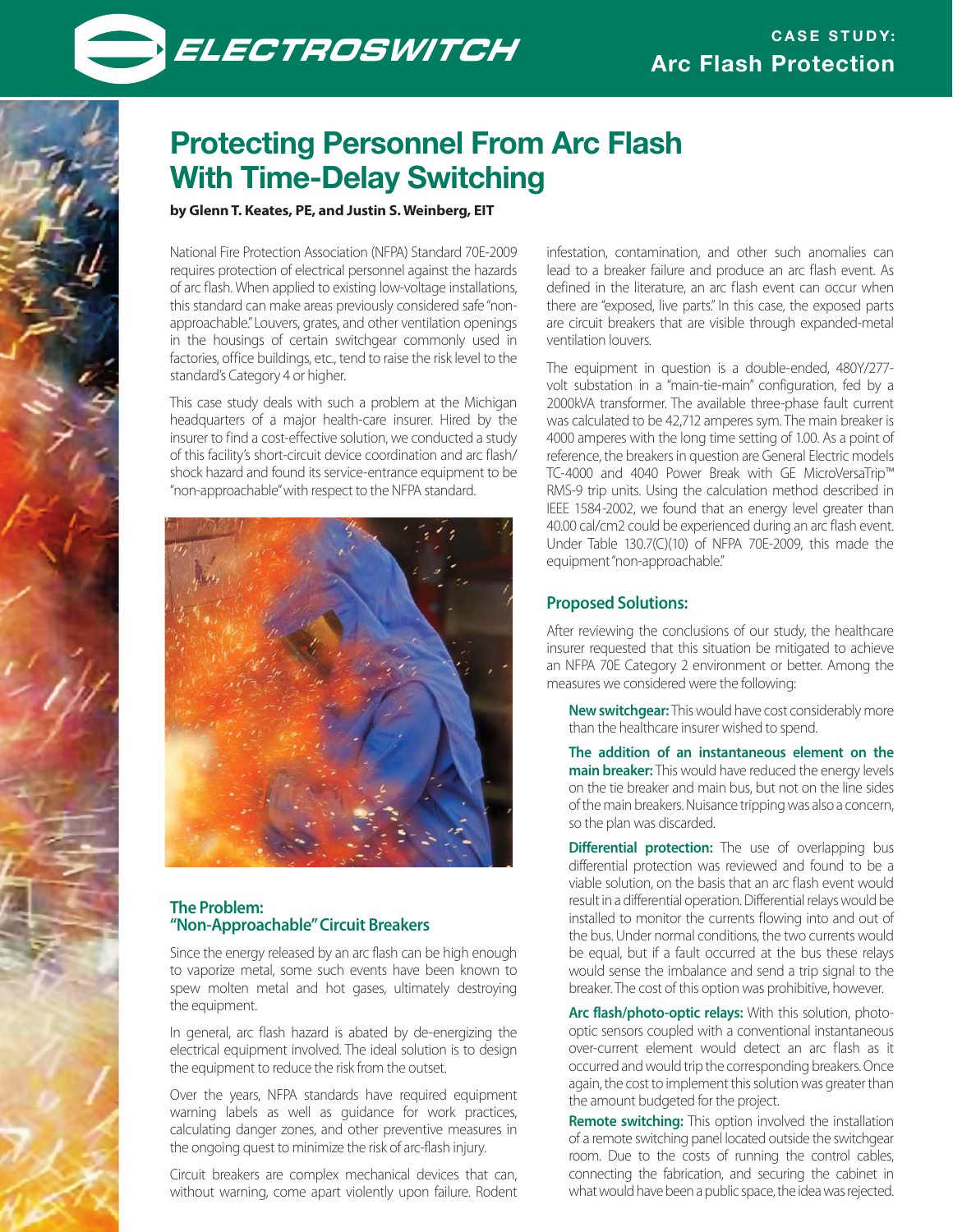ELECTROSWITCH

CASE STUDY: Arc Flash Protection

# Protecting Personnel From Arc Flash With Time-Delay Switching

**by Glenn T. Keates, PE, and Justin S. Weinberg, EIT**

National Fire Protection Association (NFPA) Standard 70E-2009 requires protection of electrical personnel against the hazards of arc flash. When applied to existing low-voltage installations, this standard can make areas previously considered safe "non-approachable." Louvers, grates, and other ventilation openings in the housings of certain switchgear commonly used in factories, office buildings, etc., tend to raise the risk level to the standard's Category 4 or higher.

This case study deals with such a problem at the Michigan headquarters of a major health-care insurer. Hired by the insurer to find a cost-effective solution, we conducted a study of this facility's short-circuit device coordination and arc flash/shock hazard and found its service-entrance equipment to be "non-approachable" with respect to the NFPA standard.

## The Problem: "Non-Approachable" Circuit Breakers

Since the energy released by an arc flash can be high enough to vaporize metal, some such events have been known to spew molten metal and hot gases, ultimately destroying the equipment.

In general, arc flash hazard is abated by de-energizing the electrical equipment involved. The ideal solution is to design the equipment to reduce the risk from the outset.

Over the years, NFPA standards have required equipment warning labels as well as guidance for work practices, calculating danger zones, and other preventive measures in the ongoing quest to minimize the risk of arc-flash injury.

Circuit breakers are complex mechanical devices that can, without warning, come apart violently upon failure. Rodent infestation, contamination, and other such anomalies can lead to a breaker failure and produce an arc flash event. As defined in the literature, an arc flash event can occur when there are "exposed, live parts." In this case, the exposed parts are circuit breakers that are visible through expanded-metal ventilation louvers.

The equipment in question is a double-ended, 480Y/277-volt substation in a "main-tie-main" configuration, fed by a 2000kVA transformer. The available three-phase fault current was calculated to be 42,712 amperes sym. The main breaker is 4000 amperes with the long time setting of 1.00. As a point of reference, the breakers in question are General Electric models TC-4000 and 4040 Power Break with GE MicroVersaTrip™ RMS-9 trip units. Using the calculation method described in IEEE 1584-2002, we found that an energy level greater than 40.00 cal/cm2 could be experienced during an arc flash event. Under Table 130.7(C)(10) of NFPA 70E-2009, this made the equipment "non-approachable."

## Proposed Solutions:

After reviewing the conclusions of our study, the healthcare insurer requested that this situation be mitigated to achieve an NFPA 70E Category 2 environment or better. Among the measures we considered were the following:

**New switchgear:** This would have cost considerably more than the healthcare insurer wished to spend.

**The addition of an instantaneous element on the main breaker:** This would have reduced the energy levels on the tie breaker and main bus, but not on the line sides of the main breakers. Nuisance tripping was also a concern, so the plan was discarded.

**Differential protection:** The use of overlapping bus differential protection was reviewed and found to be a viable solution, on the basis that an arc flash event would result in a differential operation. Differential relays would be installed to monitor the currents flowing into and out of the bus. Under normal conditions, the two currents would be equal, but if a fault occurred at the bus these relays would sense the imbalance and send a trip signal to the breaker. The cost of this option was prohibitive, however.

**Arc flash/photo-optic relays:** With this solution, photo-optic sensors coupled with a conventional instantaneous over-current element would detect an arc flash as it occurred and would trip the corresponding breakers. Once again, the cost to implement this solution was greater than the amount budgeted for the project.

**Remote switching:** This option involved the installation of a remote switching panel located outside the switchgear room. Due to the costs of running the control cables, connecting the fabrication, and securing the cabinet in what would have been a public space, the idea was rejected.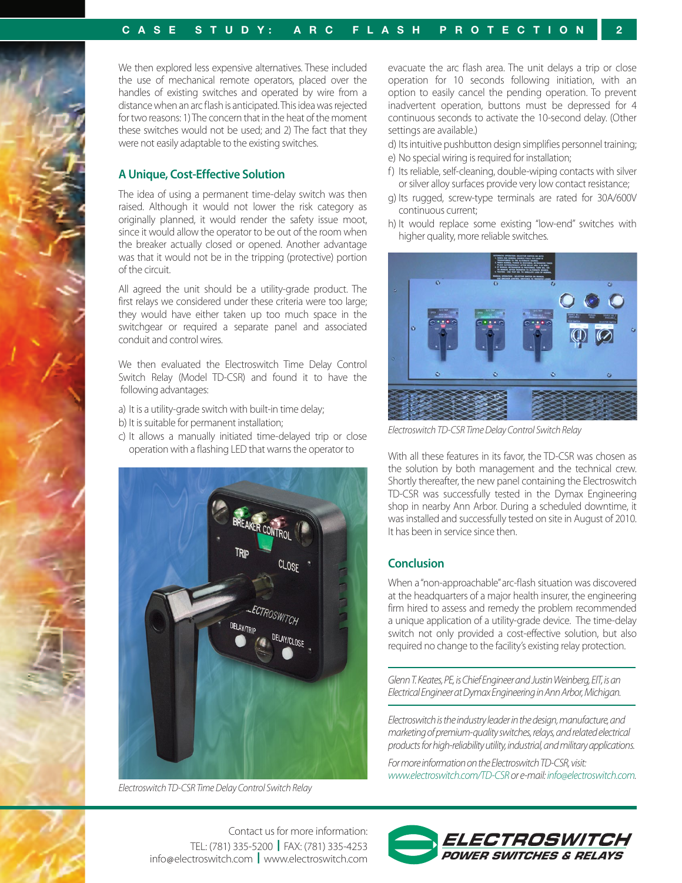We then explored less expensive alternatives. These included the use of mechanical remote operators, placed over the handles of existing switches and operated by wire from a distance when an arc flash is anticipated. This idea was rejected for two reasons: 1) The concern that in the heat of the moment these switches would not be used; and 2) The fact that they were not easily adaptable to the existing switches.

## A Unique, Cost-Effective Solution

The idea of using a permanent time-delay switch was then raised. Although it would not lower the risk category as originally planned, it would render the safety issue moot, since it would allow the operator to be out of the room when the breaker actually closed or opened. Another advantage was that it would not be in the tripping (protective) portion of the circuit.

All agreed the unit should be a utility-grade product. The first relays we considered under these criteria were too large; they would have either taken up too much space in the switchgear or required a separate panel and associated conduit and control wires.

We then evaluated the Electroswitch Time Delay Control Switch Relay (Model TD-CSR) and found it to have the following advantages:

a) It is a utility-grade switch with built-in time delay;
b) It is suitable for permanent installation;
c) It allows a manually initiated time-delayed trip or close operation with a flashing LED that warns the operator to evacuate the arc flash area. The unit delays a trip or close operation for 10 seconds following initiation, with an option to easily cancel the pending operation. To prevent inadvertent operation, buttons must be depressed for 4 continuous seconds to activate the 10-second delay. (Other settings are available.)
d) Its intuitive pushbutton design simplifies personnel training;
e) No special wiring is required for installation;
f) Its reliable, self-cleaning, double-wiping contacts with silver or silver alloy surfaces provide very low contact resistance;
g) Its rugged, screw-type terminals are rated for 30A/600V continuous current;
h) It would replace some existing "low-end" switches with higher quality, more reliable switches.

*Electroswitch TD-CSR Time Delay Control Switch Relay*

*Electroswitch TD-CSR Time Delay Control Switch Relay*

With all these features in its favor, the TD-CSR was chosen as the solution by both management and the technical crew. Shortly thereafter, the new panel containing the Electroswitch TD-CSR was successfully tested in the Dymax Engineering shop in nearby Ann Arbor. During a scheduled downtime, it was installed and successfully tested on site in August of 2010. It has been in service since then.

## Conclusion

When a "non-approachable" arc-flash situation was discovered at the headquarters of a major health insurer, the engineering firm hired to assess and remedy the problem recommended a unique application of a utility-grade device. The time-delay switch not only provided a cost-effective solution, but also required no change to the facility's existing relay protection.

*Glenn T. Keates, PE, is Chief Engineer and Justin Weinberg, EIT, is an Electrical Engineer at Dymax Engineering in Ann Arbor, Michigan.*

*Electroswitch is the industry leader in the design, manufacture, and marketing of premium-quality switches, relays, and related electrical products for high-reliability utility, industrial, and military applications.*

*For more information on the Electroswitch TD-CSR, visit: www.electroswitch.com/TD-CSR or e-mail: info@electroswitch.com.*

Contact us for more information:
TEL: (781) 335-5200 | FAX: (781) 335-4253
info@electroswitch.com | www.electroswitch.com

ELECTROSWITCH
POWER SWITCHES & RELAYS